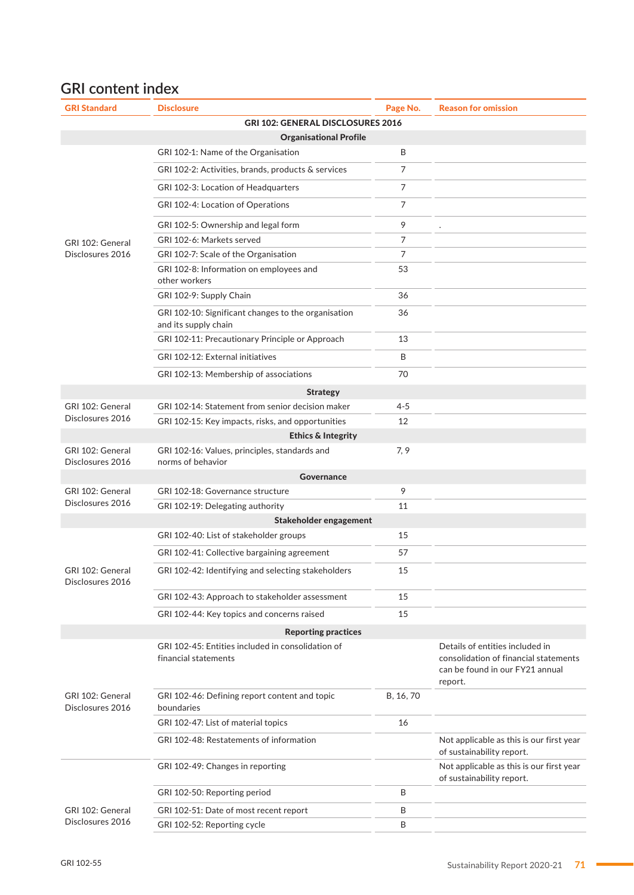## GRI content index

| GRI Standard | Disclosure | Page No. | Reason for omission |
|---|---|---|---|
| | **GRI 102: GENERAL DISCLOSURES 2016** | | |
| | **Organisational Profile** | | |
| GRI 102: General Disclosures 2016 | GRI 102-1: Name of the Organisation | B | |
| | GRI 102-2: Activities, brands, products & services | 7 | |
| | GRI 102-3: Location of Headquarters | 7 | |
| | GRI 102-4: Location of Operations | 7 | |
| | GRI 102-5: Ownership and legal form | 9 | . |
| | GRI 102-6: Markets served | 7 | |
| | GRI 102-7: Scale of the Organisation | 7 | |
| | GRI 102-8: Information on employees and other workers | 53 | |
| | GRI 102-9: Supply Chain | 36 | |
| | GRI 102-10: Significant changes to the organisation and its supply chain | 36 | |
| | GRI 102-11: Precautionary Principle or Approach | 13 | |
| | GRI 102-12: External initiatives | B | |
| | GRI 102-13: Membership of associations | 70 | |
| | **Strategy** | | |
| GRI 102: General Disclosures 2016 | GRI 102-14: Statement from senior decision maker | 4-5 | |
| | GRI 102-15: Key impacts, risks, and opportunities | 12 | |
| | **Ethics & Integrity** | | |
| GRI 102: General Disclosures 2016 | GRI 102-16: Values, principles, standards and norms of behavior | 7, 9 | |
| | **Governance** | | |
| GRI 102: General Disclosures 2016 | GRI 102-18: Governance structure | 9 | |
| | GRI 102-19: Delegating authority | 11 | |
| | **Stakeholder engagement** | | |
| GRI 102: General Disclosures 2016 | GRI 102-40: List of stakeholder groups | 15 | |
| | GRI 102-41: Collective bargaining agreement | 57 | |
| | GRI 102-42: Identifying and selecting stakeholders | 15 | |
| | GRI 102-43: Approach to stakeholder assessment | 15 | |
| | GRI 102-44: Key topics and concerns raised | 15 | |
| | **Reporting practices** | | |
| GRI 102: General Disclosures 2016 | GRI 102-45: Entities included in consolidation of financial statements | | Details of entities included in consolidation of financial statements can be found in our FY21 annual report. |
| | GRI 102-46: Defining report content and topic boundaries | B, 16, 70 | |
| | GRI 102-47: List of material topics | 16 | |
| | GRI 102-48: Restatements of information | | Not applicable as this is our first year of sustainability report. |
| GRI 102: General Disclosures 2016 | GRI 102-49: Changes in reporting | | Not applicable as this is our first year of sustainability report. |
| | GRI 102-50: Reporting period | B | |
| | GRI 102-51: Date of most recent report | B | |
| | GRI 102-52: Reporting cycle | B | |

GRI 102-55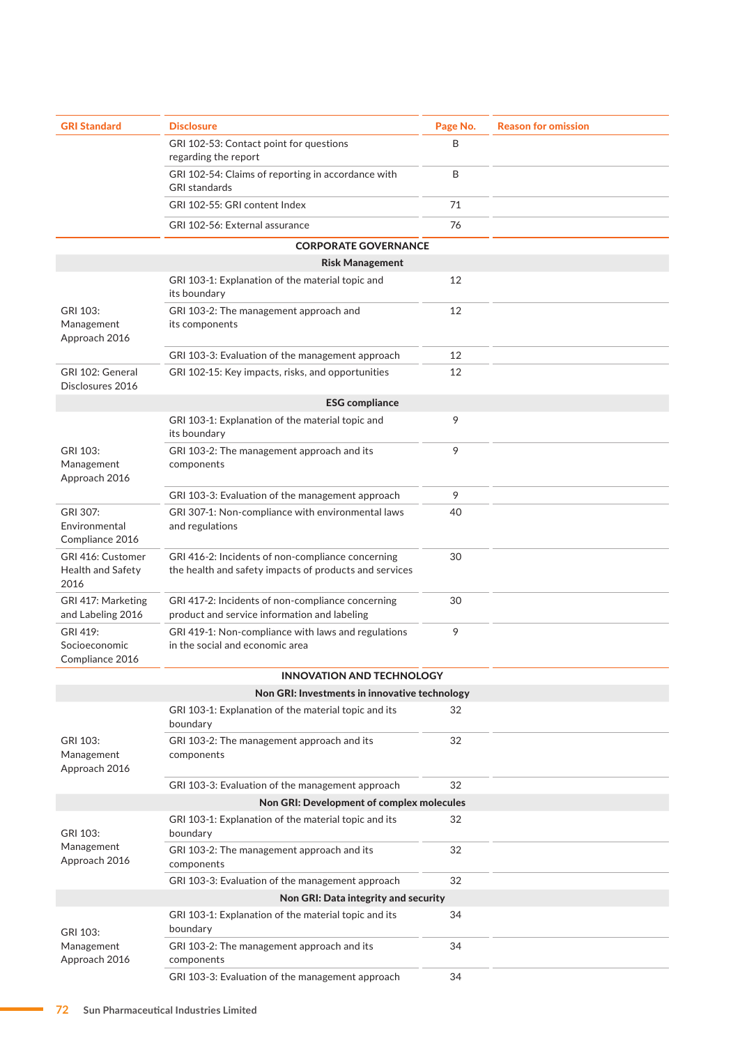| GRI Standard | Disclosure | Page No. | Reason for omission |
|---|---|---|---|
| | GRI 102-53: Contact point for questions regarding the report | B | |
| | GRI 102-54: Claims of reporting in accordance with GRI standards | B | |
| | GRI 102-55: GRI content Index | 71 | |
| | GRI 102-56: External assurance | 76 | |
| | **CORPORATE GOVERNANCE** | | |
| | **Risk Management** | | |
| GRI 103: Management Approach 2016 | GRI 103-1: Explanation of the material topic and its boundary | 12 | |
| | GRI 103-2: The management approach and its components | 12 | |
| | GRI 103-3: Evaluation of the management approach | 12 | |
| GRI 102: General Disclosures 2016 | GRI 102-15: Key impacts, risks, and opportunities | 12 | |
| | **ESG compliance** | | |
| GRI 103: Management Approach 2016 | GRI 103-1: Explanation of the material topic and its boundary | 9 | |
| | GRI 103-2: The management approach and its components | 9 | |
| | GRI 103-3: Evaluation of the management approach | 9 | |
| GRI 307: Environmental Compliance 2016 | GRI 307-1: Non-compliance with environmental laws and regulations | 40 | |
| GRI 416: Customer Health and Safety 2016 | GRI 416-2: Incidents of non-compliance concerning the health and safety impacts of products and services | 30 | |
| GRI 417: Marketing and Labeling 2016 | GRI 417-2: Incidents of non-compliance concerning product and service information and labeling | 30 | |
| GRI 419: Socioeconomic Compliance 2016 | GRI 419-1: Non-compliance with laws and regulations in the social and economic area | 9 | |
| | **INNOVATION AND TECHNOLOGY** | | |
| | **Non GRI: Investments in innovative technology** | | |
| GRI 103: Management Approach 2016 | GRI 103-1: Explanation of the material topic and its boundary | 32 | |
| | GRI 103-2: The management approach and its components | 32 | |
| | GRI 103-3: Evaluation of the management approach | 32 | |
| | **Non GRI: Development of complex molecules** | | |
| GRI 103: Management Approach 2016 | GRI 103-1: Explanation of the material topic and its boundary | 32 | |
| | GRI 103-2: The management approach and its components | 32 | |
| | GRI 103-3: Evaluation of the management approach | 32 | |
| | **Non GRI: Data integrity and security** | | |
| GRI 103: Management Approach 2016 | GRI 103-1: Explanation of the material topic and its boundary | 34 | |
| | GRI 103-2: The management approach and its components | 34 | |
| | GRI 103-3: Evaluation of the management approach | 34 | |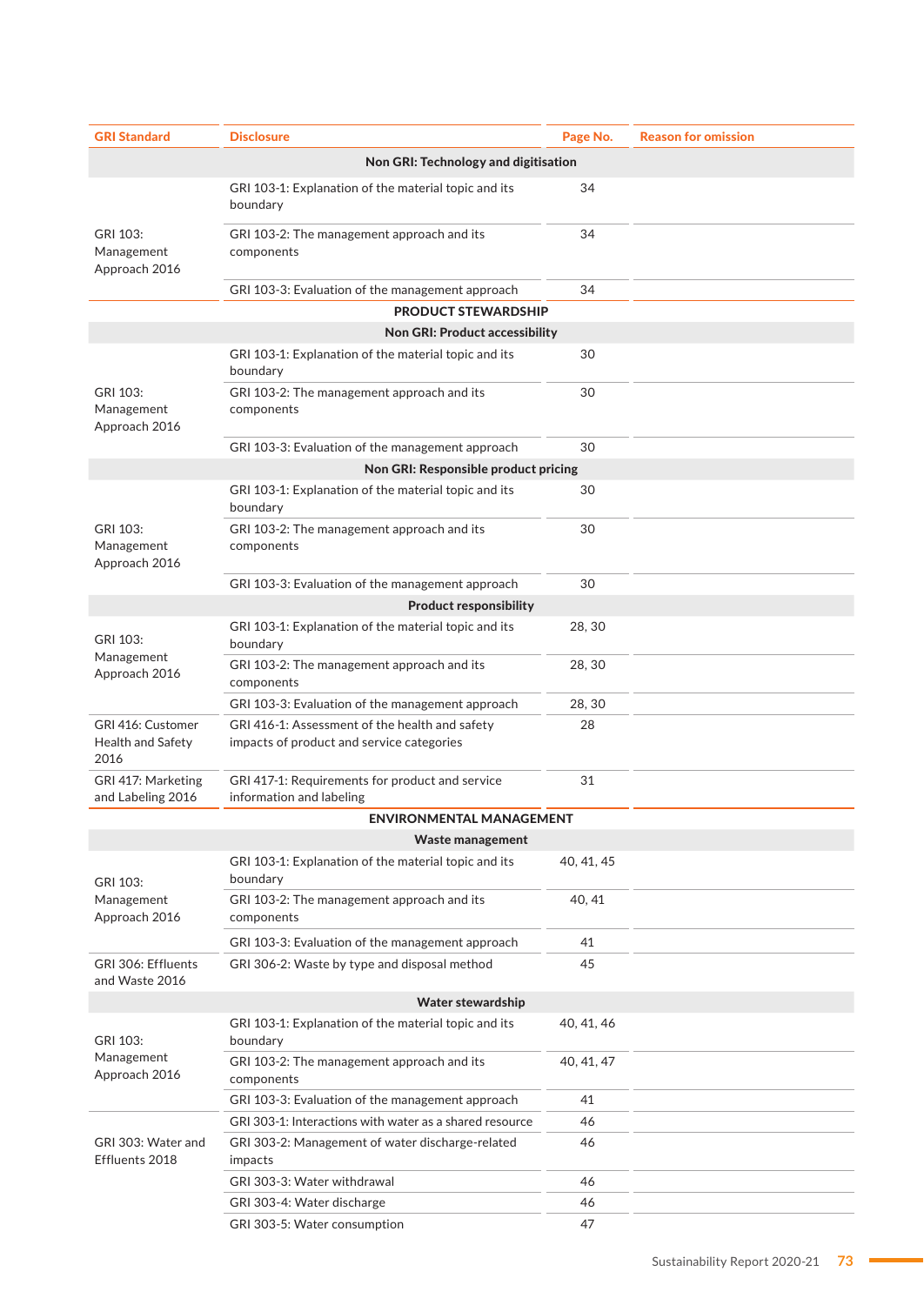| GRI Standard | Disclosure | Page No. | Reason for omission |
|---|---|---|---|
| | **Non GRI: Technology and digitisation** | | |
| GRI 103: Management Approach 2016 | GRI 103-1: Explanation of the material topic and its boundary | 34 | |
| | GRI 103-2: The management approach and its components | 34 | |
| | GRI 103-3: Evaluation of the management approach | 34 | |
| | **PRODUCT STEWARDSHIP** | | |
| | **Non GRI: Product accessibility** | | |
| GRI 103: Management Approach 2016 | GRI 103-1: Explanation of the material topic and its boundary | 30 | |
| | GRI 103-2: The management approach and its components | 30 | |
| | GRI 103-3: Evaluation of the management approach | 30 | |
| | **Non GRI: Responsible product pricing** | | |
| GRI 103: Management Approach 2016 | GRI 103-1: Explanation of the material topic and its boundary | 30 | |
| | GRI 103-2: The management approach and its components | 30 | |
| | GRI 103-3: Evaluation of the management approach | 30 | |
| | **Product responsibility** | | |
| GRI 103: Management Approach 2016 | GRI 103-1: Explanation of the material topic and its boundary | 28, 30 | |
| | GRI 103-2: The management approach and its components | 28, 30 | |
| | GRI 103-3: Evaluation of the management approach | 28, 30 | |
| GRI 416: Customer Health and Safety 2016 | GRI 416-1: Assessment of the health and safety impacts of product and service categories | 28 | |
| GRI 417: Marketing and Labeling 2016 | GRI 417-1: Requirements for product and service information and labeling | 31 | |
| | **ENVIRONMENTAL MANAGEMENT** | | |
| | **Waste management** | | |
| GRI 103: Management Approach 2016 | GRI 103-1: Explanation of the material topic and its boundary | 40, 41, 45 | |
| | GRI 103-2: The management approach and its components | 40, 41 | |
| | GRI 103-3: Evaluation of the management approach | 41 | |
| GRI 306: Effluents and Waste 2016 | GRI 306-2: Waste by type and disposal method | 45 | |
| | **Water stewardship** | | |
| GRI 103: Management Approach 2016 | GRI 103-1: Explanation of the material topic and its boundary | 40, 41, 46 | |
| | GRI 103-2: The management approach and its components | 40, 41, 47 | |
| | GRI 103-3: Evaluation of the management approach | 41 | |
| GRI 303: Water and Effluents 2018 | GRI 303-1: Interactions with water as a shared resource | 46 | |
| | GRI 303-2: Management of water discharge-related impacts | 46 | |
| | GRI 303-3: Water withdrawal | 46 | |
| | GRI 303-4: Water discharge | 46 | |
| | GRI 303-5: Water consumption | 47 | |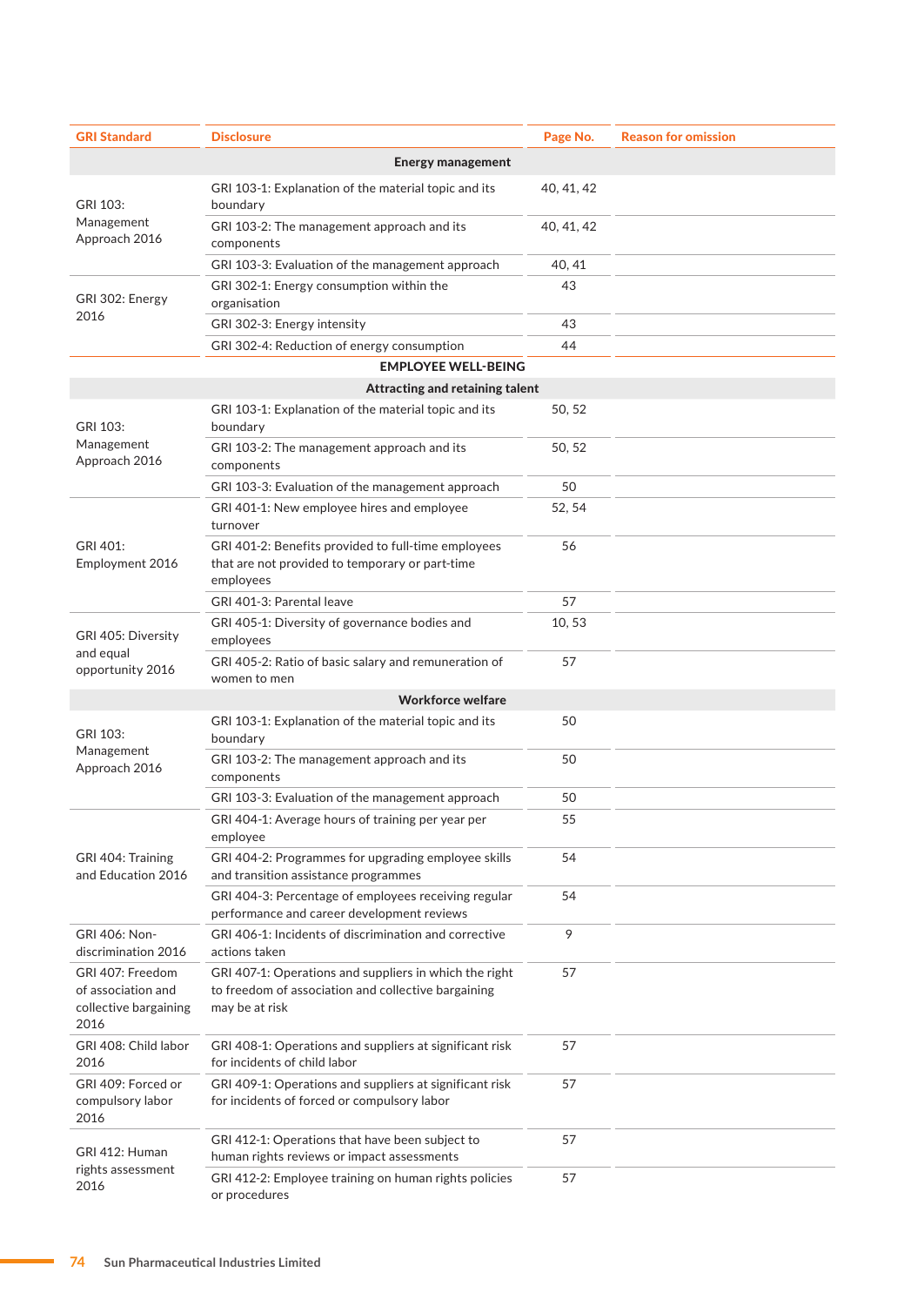| GRI Standard | Disclosure | Page No. | Reason for omission |
| --- | --- | --- | --- |
| | **Energy management** | | |
| GRI 103: Management Approach 2016 | GRI 103-1: Explanation of the material topic and its boundary | 40, 41, 42 | |
| | GRI 103-2: The management approach and its components | 40, 41, 42 | |
| | GRI 103-3: Evaluation of the management approach | 40, 41 | |
| GRI 302: Energy 2016 | GRI 302-1: Energy consumption within the organisation | 43 | |
| | GRI 302-3: Energy intensity | 43 | |
| | GRI 302-4: Reduction of energy consumption | 44 | |
| | **EMPLOYEE WELL-BEING** | | |
| | **Attracting and retaining talent** | | |
| GRI 103: Management Approach 2016 | GRI 103-1: Explanation of the material topic and its boundary | 50, 52 | |
| | GRI 103-2: The management approach and its components | 50, 52 | |
| | GRI 103-3: Evaluation of the management approach | 50 | |
| GRI 401: Employment 2016 | GRI 401-1: New employee hires and employee turnover | 52, 54 | |
| | GRI 401-2: Benefits provided to full-time employees that are not provided to temporary or part-time employees | 56 | |
| | GRI 401-3: Parental leave | 57 | |
| GRI 405: Diversity and equal opportunity 2016 | GRI 405-1: Diversity of governance bodies and employees | 10, 53 | |
| | GRI 405-2: Ratio of basic salary and remuneration of women to men | 57 | |
| | **Workforce welfare** | | |
| GRI 103: Management Approach 2016 | GRI 103-1: Explanation of the material topic and its boundary | 50 | |
| | GRI 103-2: The management approach and its components | 50 | |
| | GRI 103-3: Evaluation of the management approach | 50 | |
| GRI 404: Training and Education 2016 | GRI 404-1: Average hours of training per year per employee | 55 | |
| | GRI 404-2: Programmes for upgrading employee skills and transition assistance programmes | 54 | |
| | GRI 404-3: Percentage of employees receiving regular performance and career development reviews | 54 | |
| GRI 406: Non-discrimination 2016 | GRI 406-1: Incidents of discrimination and corrective actions taken | 9 | |
| GRI 407: Freedom of association and collective bargaining 2016 | GRI 407-1: Operations and suppliers in which the right to freedom of association and collective bargaining may be at risk | 57 | |
| GRI 408: Child labor 2016 | GRI 408-1: Operations and suppliers at significant risk for incidents of child labor | 57 | |
| GRI 409: Forced or compulsory labor 2016 | GRI 409-1: Operations and suppliers at significant risk for incidents of forced or compulsory labor | 57 | |
| GRI 412: Human rights assessment 2016 | GRI 412-1: Operations that have been subject to human rights reviews or impact assessments | 57 | |
| | GRI 412-2: Employee training on human rights policies or procedures | 57 | |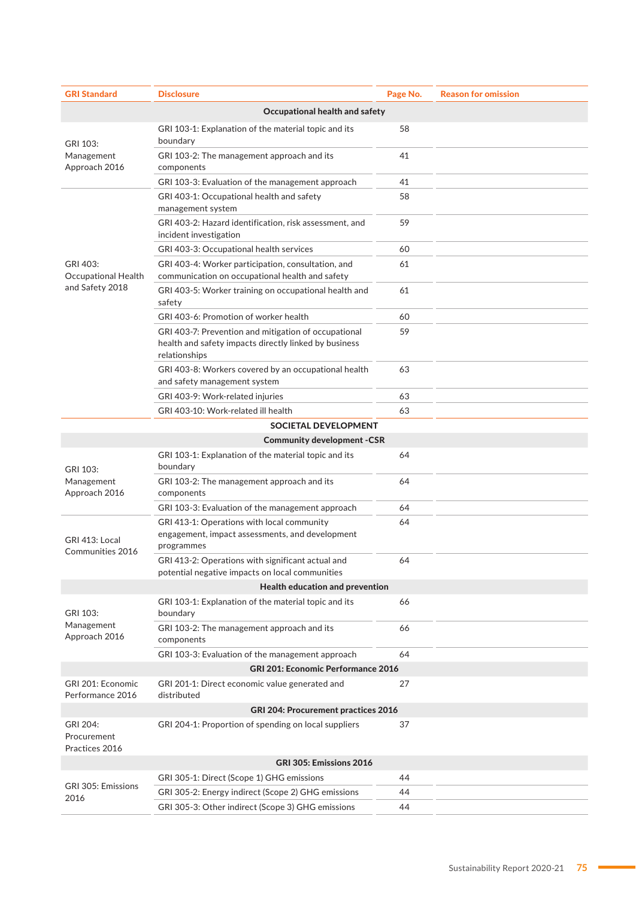| GRI Standard | Disclosure | Page No. | Reason for omission |
|---|---|---|---|
| **Occupational health and safety** | | | |
| GRI 103: Management Approach 2016 | GRI 103-1: Explanation of the material topic and its boundary | 58 | |
| | GRI 103-2: The management approach and its components | 41 | |
| | GRI 103-3: Evaluation of the management approach | 41 | |
| GRI 403: Occupational Health and Safety 2018 | GRI 403-1: Occupational health and safety management system | 58 | |
| | GRI 403-2: Hazard identification, risk assessment, and incident investigation | 59 | |
| | GRI 403-3: Occupational health services | 60 | |
| | GRI 403-4: Worker participation, consultation, and communication on occupational health and safety | 61 | |
| | GRI 403-5: Worker training on occupational health and safety | 61 | |
| | GRI 403-6: Promotion of worker health | 60 | |
| | GRI 403-7: Prevention and mitigation of occupational health and safety impacts directly linked by business relationships | 59 | |
| | GRI 403-8: Workers covered by an occupational health and safety management system | 63 | |
| | GRI 403-9: Work-related injuries | 63 | |
| | GRI 403-10: Work-related ill health | 63 | |
| **SOCIETAL DEVELOPMENT** | | | |
| **Community development -CSR** | | | |
| GRI 103: Management Approach 2016 | GRI 103-1: Explanation of the material topic and its boundary | 64 | |
| | GRI 103-2: The management approach and its components | 64 | |
| | GRI 103-3: Evaluation of the management approach | 64 | |
| GRI 413: Local Communities 2016 | GRI 413-1: Operations with local community engagement, impact assessments, and development programmes | 64 | |
| | GRI 413-2: Operations with significant actual and potential negative impacts on local communities | 64 | |
| **Health education and prevention** | | | |
| GRI 103: Management Approach 2016 | GRI 103-1: Explanation of the material topic and its boundary | 66 | |
| | GRI 103-2: The management approach and its components | 66 | |
| | GRI 103-3: Evaluation of the management approach | 64 | |
| **GRI 201: Economic Performance 2016** | | | |
| GRI 201: Economic Performance 2016 | GRI 201-1: Direct economic value generated and distributed | 27 | |
| **GRI 204: Procurement practices 2016** | | | |
| GRI 204: Procurement Practices 2016 | GRI 204-1: Proportion of spending on local suppliers | 37 | |
| **GRI 305: Emissions 2016** | | | |
| GRI 305: Emissions 2016 | GRI 305-1: Direct (Scope 1) GHG emissions | 44 | |
| | GRI 305-2: Energy indirect (Scope 2) GHG emissions | 44 | |
| | GRI 305-3: Other indirect (Scope 3) GHG emissions | 44 | |